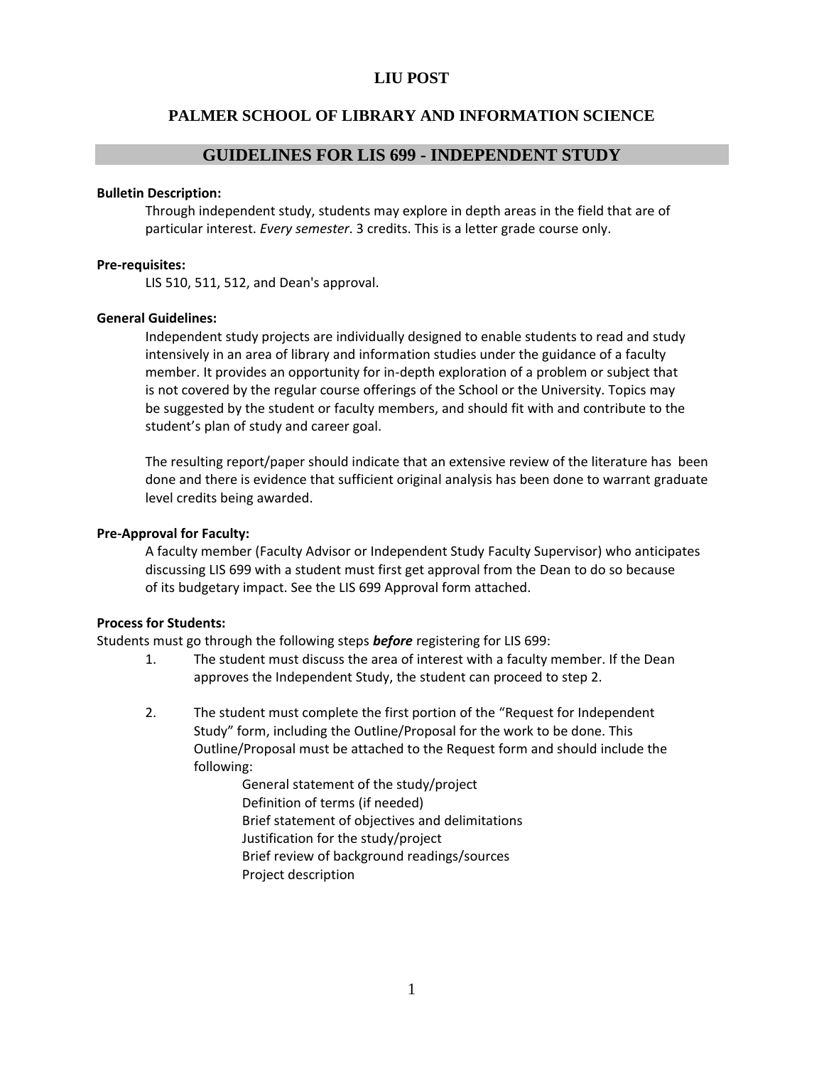# LIU POST

## PALMER SCHOOL OF LIBRARY AND INFORMATION SCIENCE

## GUIDELINES FOR LIS 699 - INDEPENDENT STUDY

**Bulletin Description:**

Through independent study, students may explore in depth areas in the field that are of particular interest. *Every semester*. 3 credits. This is a letter grade course only.

**Pre-requisites:**

LIS 510, 511, 512, and Dean's approval.

**General Guidelines:**

Independent study projects are individually designed to enable students to read and study intensively in an area of library and information studies under the guidance of a faculty member. It provides an opportunity for in-depth exploration of a problem or subject that is not covered by the regular course offerings of the School or the University. Topics may be suggested by the student or faculty members, and should fit with and contribute to the student's plan of study and career goal.

The resulting report/paper should indicate that an extensive review of the literature has been done and there is evidence that sufficient original analysis has been done to warrant graduate level credits being awarded.

**Pre-Approval for Faculty:**

A faculty member (Faculty Advisor or Independent Study Faculty Supervisor) who anticipates discussing LIS 699 with a student must first get approval from the Dean to do so because of its budgetary impact. See the LIS 699 Approval form attached.

**Process for Students:**

Students must go through the following steps ***before*** registering for LIS 699:

1. The student must discuss the area of interest with a faculty member. If the Dean approves the Independent Study, the student can proceed to step 2.

2. The student must complete the first portion of the "Request for Independent Study" form, including the Outline/Proposal for the work to be done. This Outline/Proposal must be attached to the Request form and should include the following:

   General statement of the study/project
   Definition of terms (if needed)
   Brief statement of objectives and delimitations
   Justification for the study/project
   Brief review of background readings/sources
   Project description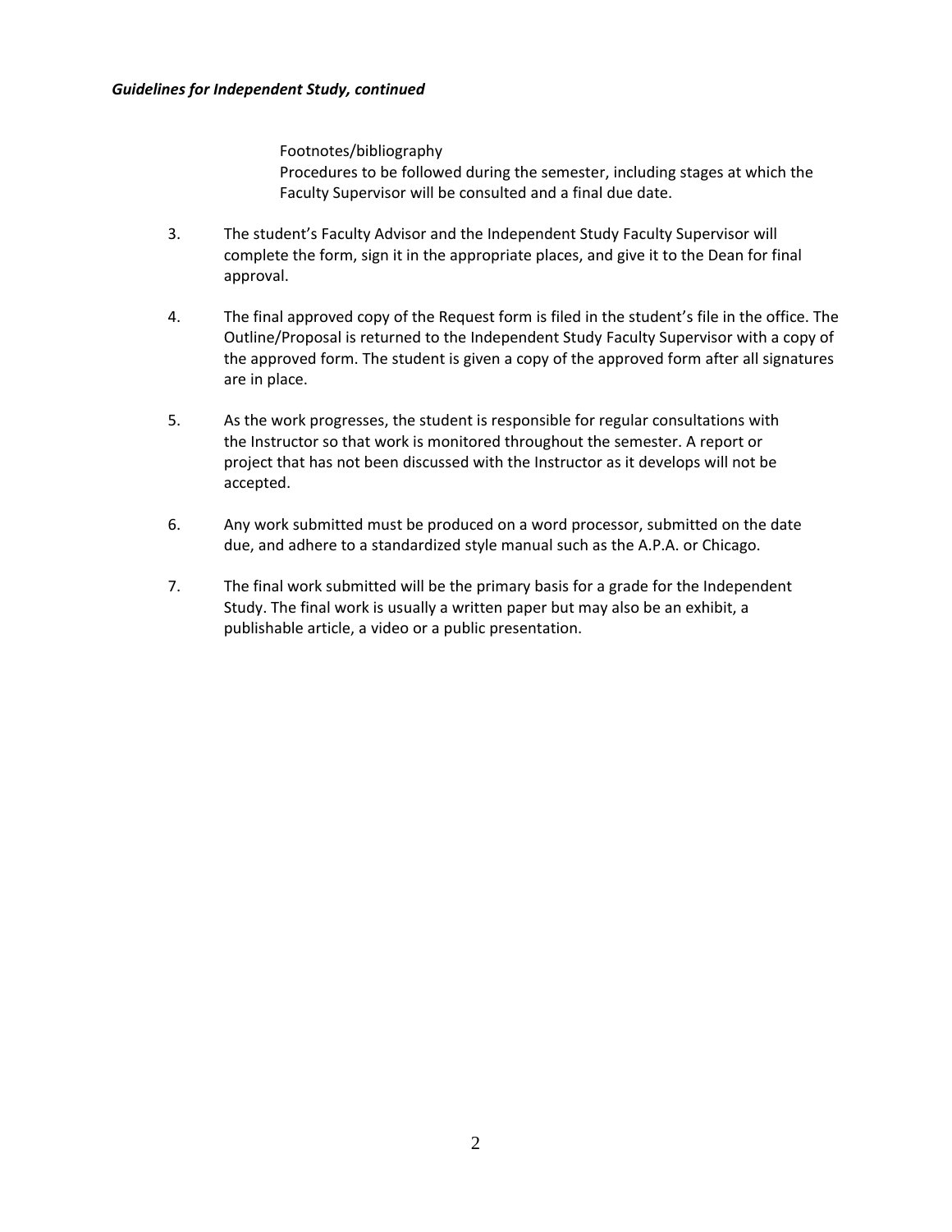*Guidelines for Independent Study, continued*

Footnotes/bibliography
Procedures to be followed during the semester, including stages at which the Faculty Supervisor will be consulted and a final due date.

3. The student's Faculty Advisor and the Independent Study Faculty Supervisor will complete the form, sign it in the appropriate places, and give it to the Dean for final approval.

4. The final approved copy of the Request form is filed in the student's file in the office. The Outline/Proposal is returned to the Independent Study Faculty Supervisor with a copy of the approved form. The student is given a copy of the approved form after all signatures are in place.

5. As the work progresses, the student is responsible for regular consultations with the Instructor so that work is monitored throughout the semester. A report or project that has not been discussed with the Instructor as it develops will not be accepted.

6. Any work submitted must be produced on a word processor, submitted on the date due, and adhere to a standardized style manual such as the A.P.A. or Chicago.

7. The final work submitted will be the primary basis for a grade for the Independent Study. The final work is usually a written paper but may also be an exhibit, a publishable article, a video or a public presentation.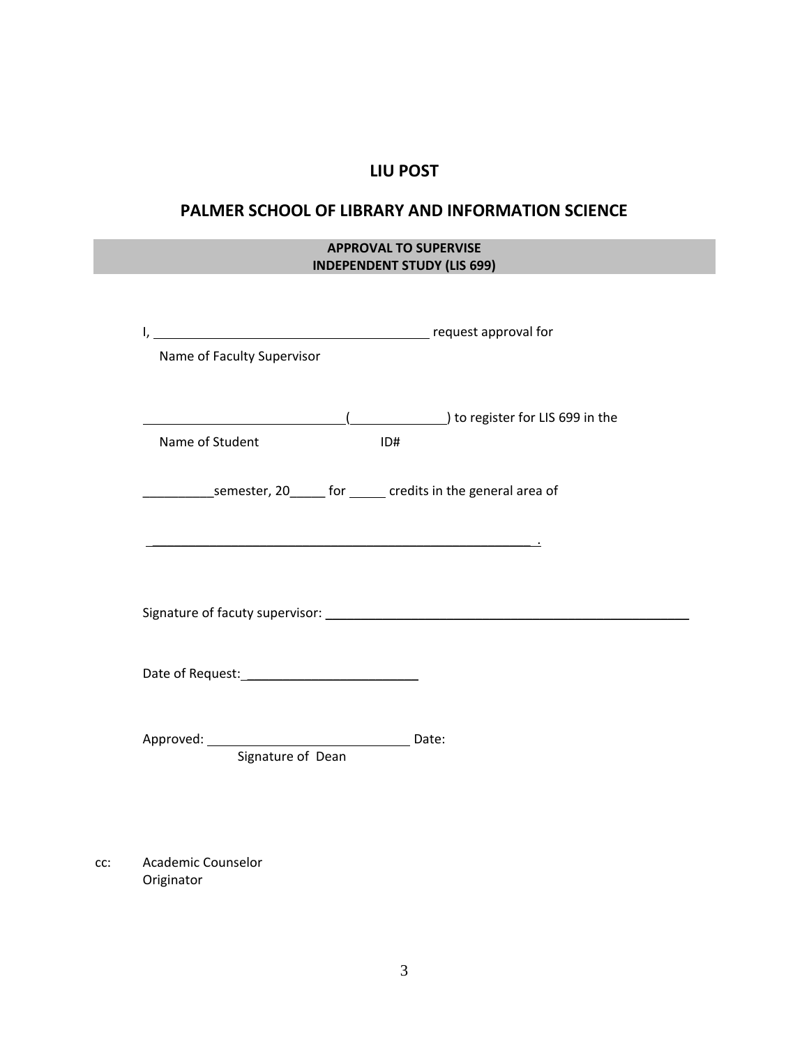# LIU POST

## PALMER SCHOOL OF LIBRARY AND INFORMATION SCIENCE

**APPROVAL TO SUPERVISE**
**INDEPENDENT STUDY (LIS 699)**

I, ________________________________________ request approval for
Name of Faculty Supervisor

____________________________(______________) to register for LIS 699 in the
Name of Student ID#

__________semester, 20_____ for _____ credits in the general area of

________________________________________________________ .

Signature of facuty supervisor: ____________________________________________________

Date of Request:________________________

Approved: ____________________________ Date:
Signature of Dean

cc: Academic Counselor
Originator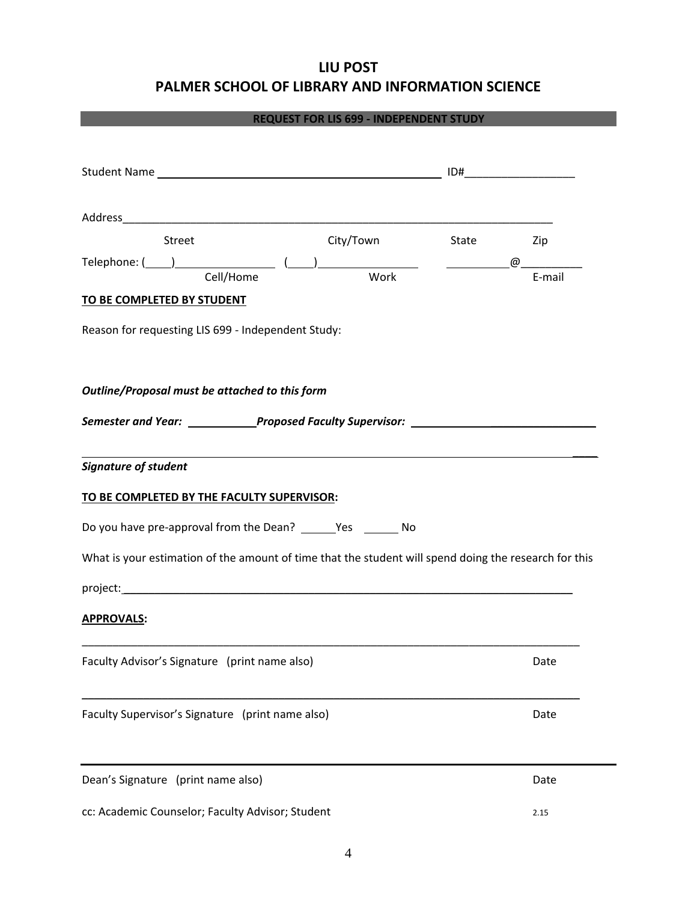# LIU POST
# PALMER SCHOOL OF LIBRARY AND INFORMATION SCIENCE

**REQUEST FOR LIS 699 - INDEPENDENT STUDY**

Student Name ______________________________________________ ID#_________________

Address_________________________________________________________________________

Street City/Town State Zip

Telephone: (____)________________ (____)________________ __________@__________

Cell/Home Work E-mail

**TO BE COMPLETED BY STUDENT**

Reason for requesting LIS 699 - Independent Study:

***Outline/Proposal must be attached to this form***

***Semester and Year:*** ___________***Proposed Faculty Supervisor:*** _______________________________

_________________________________________________________________________________

***Signature of student***

**TO BE COMPLETED BY THE FACULTY SUPERVISOR:**

Do you have pre-approval from the Dean? ______Yes ______ No

What is your estimation of the amount of time that the student will spend doing the research for this

project:________________________________________________________________________

**APPROVALS:**

_________________________________________________________________________________

Faculty Advisor's Signature (print name also) Date

_________________________________________________________________________________

Faculty Supervisor's Signature (print name also) Date

_________________________________________________________________________________

Dean's Signature (print name also) Date

cc: Academic Counselor; Faculty Advisor; Student

2.15